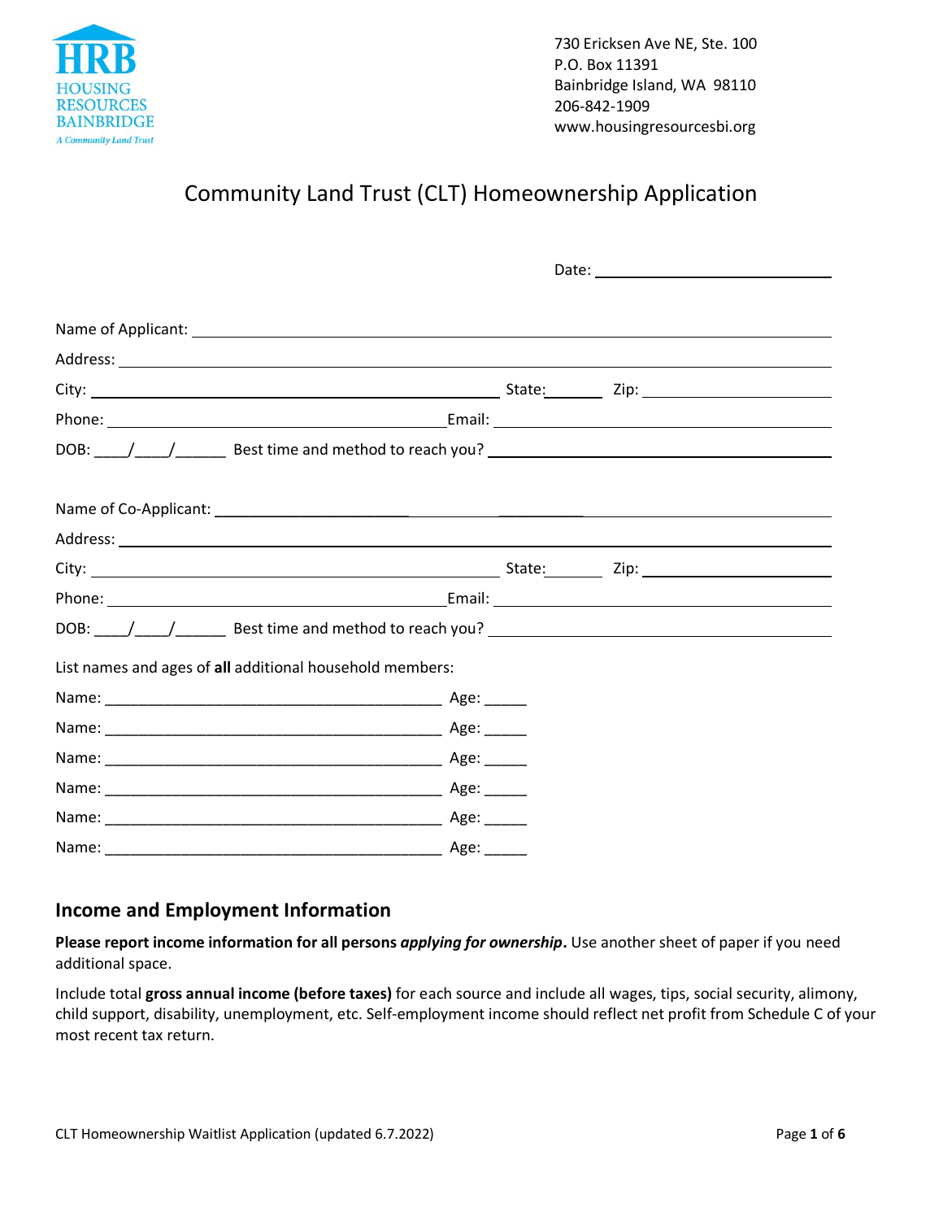HRB
HOUSING
RESOURCES
BAINBRIDGE
A Community Land Trust

730 Ericksen Ave NE, Ste. 100
P.O. Box 11391
Bainbridge Island, WA 98110
206-842-1909
www.housingresourcesbi.org

# Community Land Trust (CLT) Homeownership Application

Date: ______________________________

Name of Applicant: ______________________________

Address: ______________________________

City: ______________________________ State: ________ Zip: ______________________

Phone: ______________________________ Email: ______________________________

DOB: ____/____/______ Best time and method to reach you? ______________________________

Name of Co-Applicant: ______________________________

Address: ______________________________

City: ______________________________ State: ________ Zip: ______________________

Phone: ______________________________ Email: ______________________________

DOB: ____/____/______ Best time and method to reach you? ______________________________

List names and ages of **all** additional household members:

Name: ________________________________________ Age: _____

Name: ________________________________________ Age: _____

Name: ________________________________________ Age: _____

Name: ________________________________________ Age: _____

Name: ________________________________________ Age: _____

Name: ________________________________________ Age: _____

## Income and Employment Information

**Please report income information for all persons *applying for ownership*.** Use another sheet of paper if you need additional space.

Include total **gross annual income (before taxes)** for each source and include all wages, tips, social security, alimony, child support, disability, unemployment, etc. Self-employment income should reflect net profit from Schedule C of your most recent tax return.

CLT Homeownership Waitlist Application (updated 6.7.2022)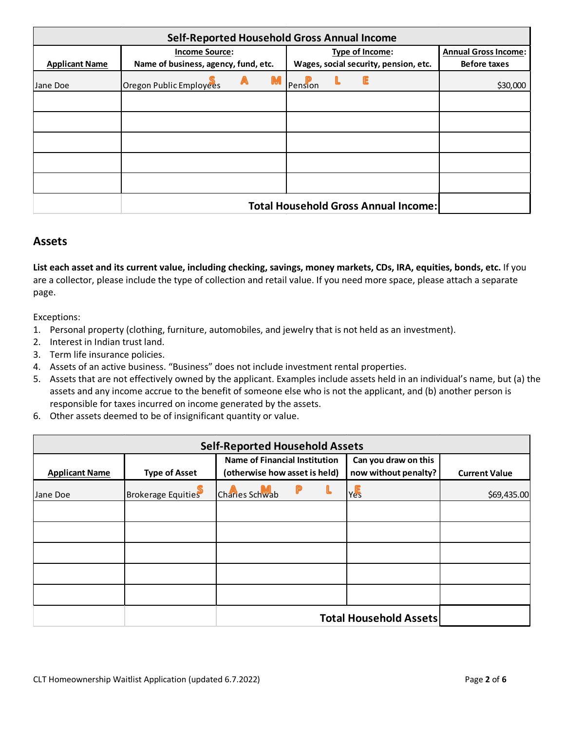| Self-Reported Household Gross Annual Income | | | |
|---|---|---|---|
| **Applicant Name** | **Income Source:** Name of business, agency, fund, etc. | **Type of Income:** Wages, social security, pension, etc. | **Annual Gross Income:** Before taxes |
| Jane Doe | Oregon Public Employees | Pension | $30,000 |
| | | | |
| | | | |
| | | | |
| | | | |
| | | | |
| | **Total Household Gross Annual Income:** | | |

## Assets

**List each asset and its current value, including checking, savings, money markets, CDs, IRA, equities, bonds, etc.** If you are a collector, please include the type of collection and retail value. If you need more space, please attach a separate page.

Exceptions:

1. Personal property (clothing, furniture, automobiles, and jewelry that is not held as an investment).
2. Interest in Indian trust land.
3. Term life insurance policies.
4. Assets of an active business. "Business" does not include investment rental properties.
5. Assets that are not effectively owned by the applicant. Examples include assets held in an individual's name, but (a) the assets and any income accrue to the benefit of someone else who is not the applicant, and (b) another person is responsible for taxes incurred on income generated by the assets.
6. Other assets deemed to be of insignificant quantity or value.

| Self-Reported Household Assets | | | | |
|---|---|---|---|---|
| **Applicant Name** | **Type of Asset** | **Name of Financial Institution (otherwise how asset is held)** | **Can you draw on this now without penalty?** | **Current Value** |
| Jane Doe | Brokerage Equities | Charles Schwab | Yes | $69,435.00 |
| | | | | |
| | | | | |
| | | | | |
| | | | | |
| | | | | |
| | | **Total Household Assets** | | |

CLT Homeownership Waitlist Application (updated 6.7.2022)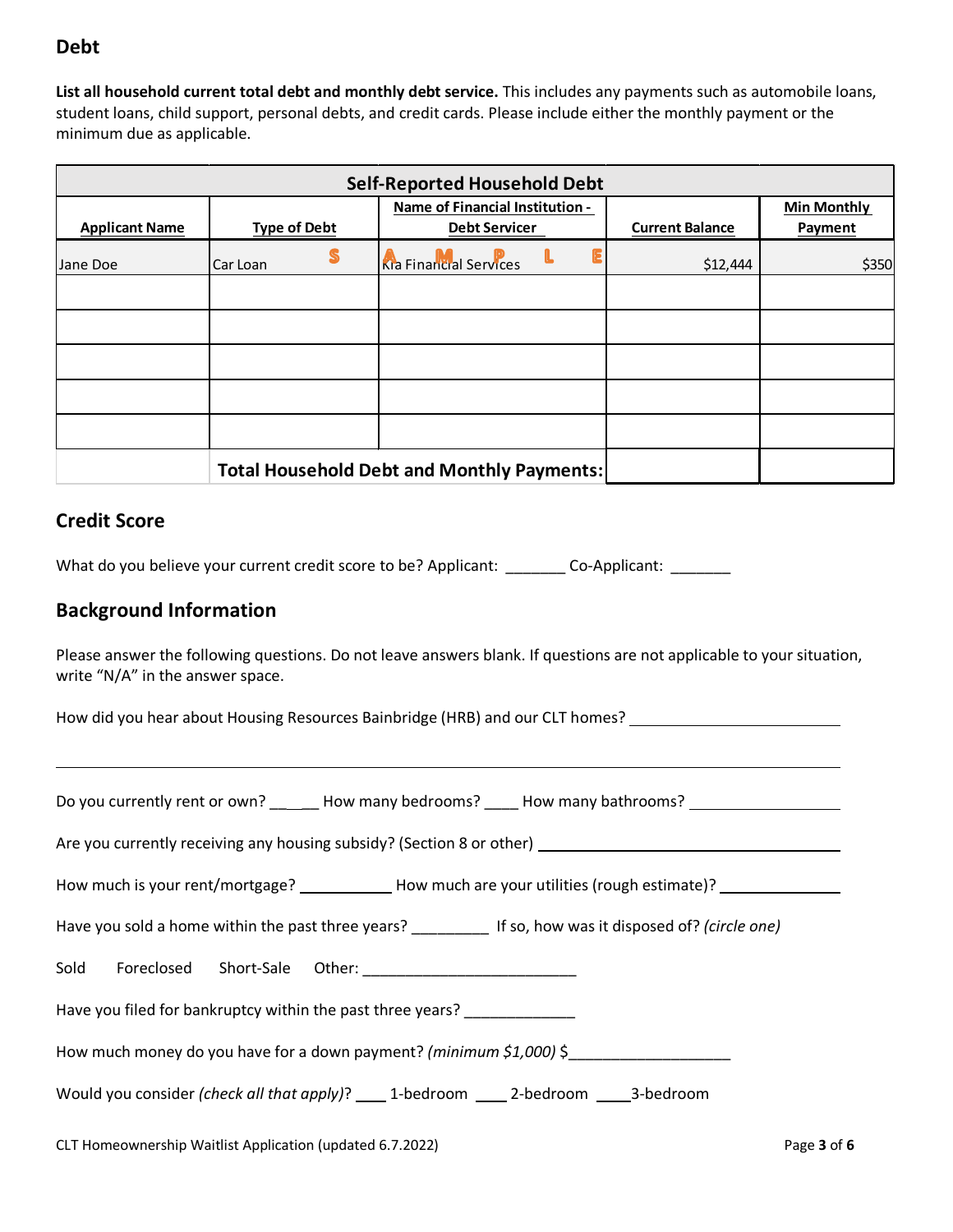## Debt

**List all household current total debt and monthly debt service.** This includes any payments such as automobile loans, student loans, child support, personal debts, and credit cards. Please include either the monthly payment or the minimum due as applicable.

| Self-Reported Household Debt | | | | |
|---|---|---|---|---|
| Applicant Name | Type of Debt | Name of Financial Institution - Debt Servicer | Current Balance | Min Monthly Payment |
| Jane Doe | Car Loan S | A Kia FinaMncial SerPvices L E | $12,444 | $350 |
| | | | | |
| | | | | |
| | | | | |
| | | | | |
| | | | | |
| | Total Household Debt and Monthly Payments: | | | |

## Credit Score

What do you believe your current credit score to be? Applicant: _______ Co-Applicant: _______

## Background Information

Please answer the following questions. Do not leave answers blank. If questions are not applicable to your situation, write "N/A" in the answer space.

How did you hear about Housing Resources Bainbridge (HRB) and our CLT homes? ________________________

________________________________________________________________________________

Do you currently rent or own? ______ How many bedrooms? ____ How many bathrooms? __________________

Are you currently receiving any housing subsidy? (Section 8 or other) ____________________________________

How much is your rent/mortgage? ___________ How much are your utilities (rough estimate)? _______________

Have you sold a home within the past three years? _________ If so, how was it disposed of? *(circle one)*

Sold Foreclosed Short-Sale Other: __________________________

Have you filed for bankruptcy within the past three years? _____________

How much money do you have for a down payment? *(minimum $1,000)* $___________________

Would you consider *(check all that apply)*? ____ 1-bedroom ____ 2-bedroom ____3-bedroom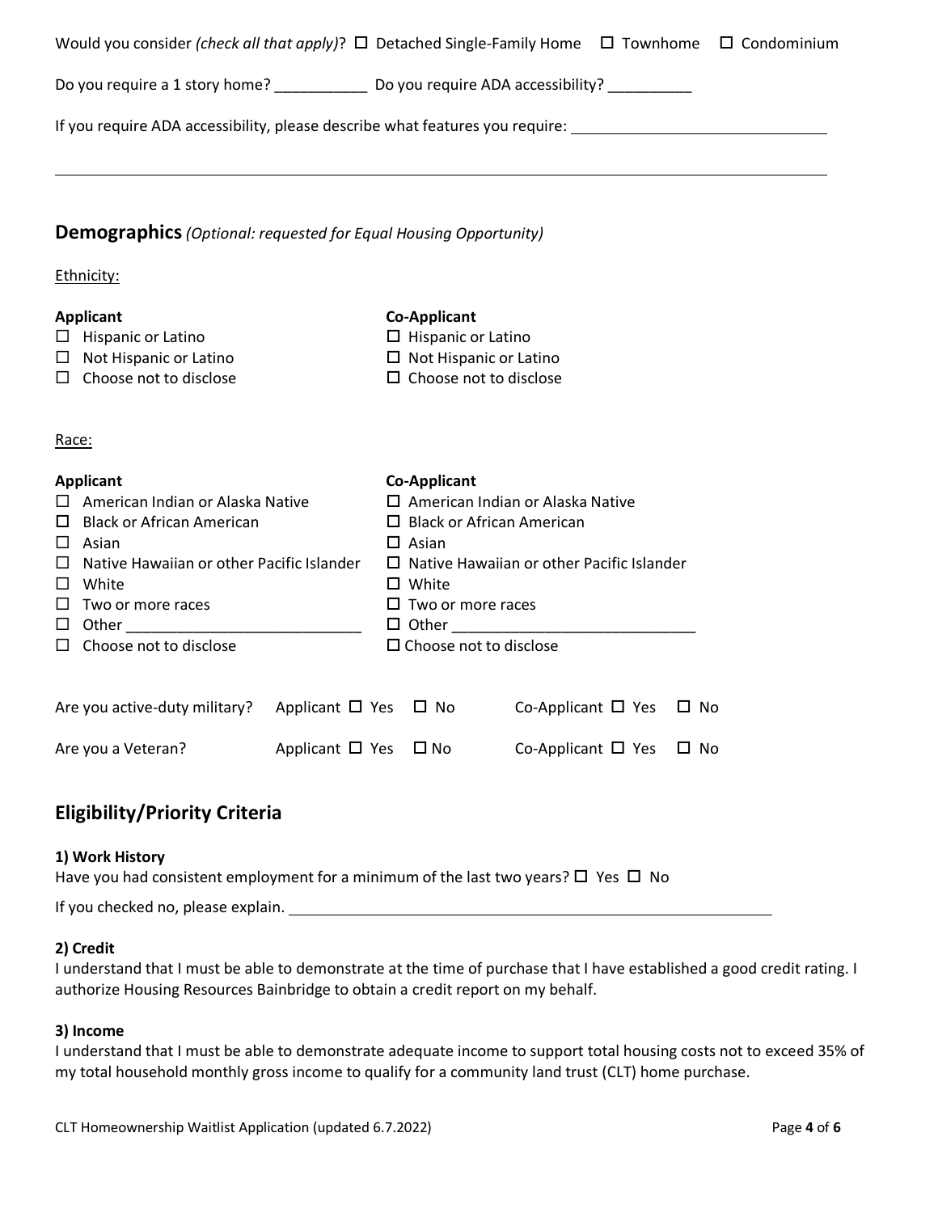Would you consider *(check all that apply)*? ☐ Detached Single-Family Home ☐ Townhome ☐ Condominium

Do you require a 1 story home? ___________ Do you require ADA accessibility? __________

If you require ADA accessibility, please describe what features you require: ______________________________

______________________________________________________________________________

## Demographics *(Optional: requested for Equal Housing Opportunity)*

Ethnicity:

**Applicant**
- ☐ Hispanic or Latino
- ☐ Not Hispanic or Latino
- ☐ Choose not to disclose

**Co-Applicant**
- ☐ Hispanic or Latino
- ☐ Not Hispanic or Latino
- ☐ Choose not to disclose

Race:

**Applicant**
- ☐ American Indian or Alaska Native
- ☐ Black or African American
- ☐ Asian
- ☐ Native Hawaiian or other Pacific Islander
- ☐ White
- ☐ Two or more races
- ☐ Other ____________________________
- ☐ Choose not to disclose

**Co-Applicant**
- ☐ American Indian or Alaska Native
- ☐ Black or African American
- ☐ Asian
- ☐ Native Hawaiian or other Pacific Islander
- ☐ White
- ☐ Two or more races
- ☐ Other _____________________________
- ☐ Choose not to disclose

Are you active-duty military? Applicant ☐ Yes ☐ No Co-Applicant ☐ Yes ☐ No

Are you a Veteran? Applicant ☐ Yes ☐ No Co-Applicant ☐ Yes ☐ No

## Eligibility/Priority Criteria

**1) Work History**
Have you had consistent employment for a minimum of the last two years? ☐ Yes ☐ No

If you checked no, please explain. ____________________________________________

**2) Credit**
I understand that I must be able to demonstrate at the time of purchase that I have established a good credit rating. I authorize Housing Resources Bainbridge to obtain a credit report on my behalf.

**3) Income**
I understand that I must be able to demonstrate adequate income to support total housing costs not to exceed 35% of my total household monthly gross income to qualify for a community land trust (CLT) home purchase.

CLT Homeownership Waitlist Application (updated 6.7.2022)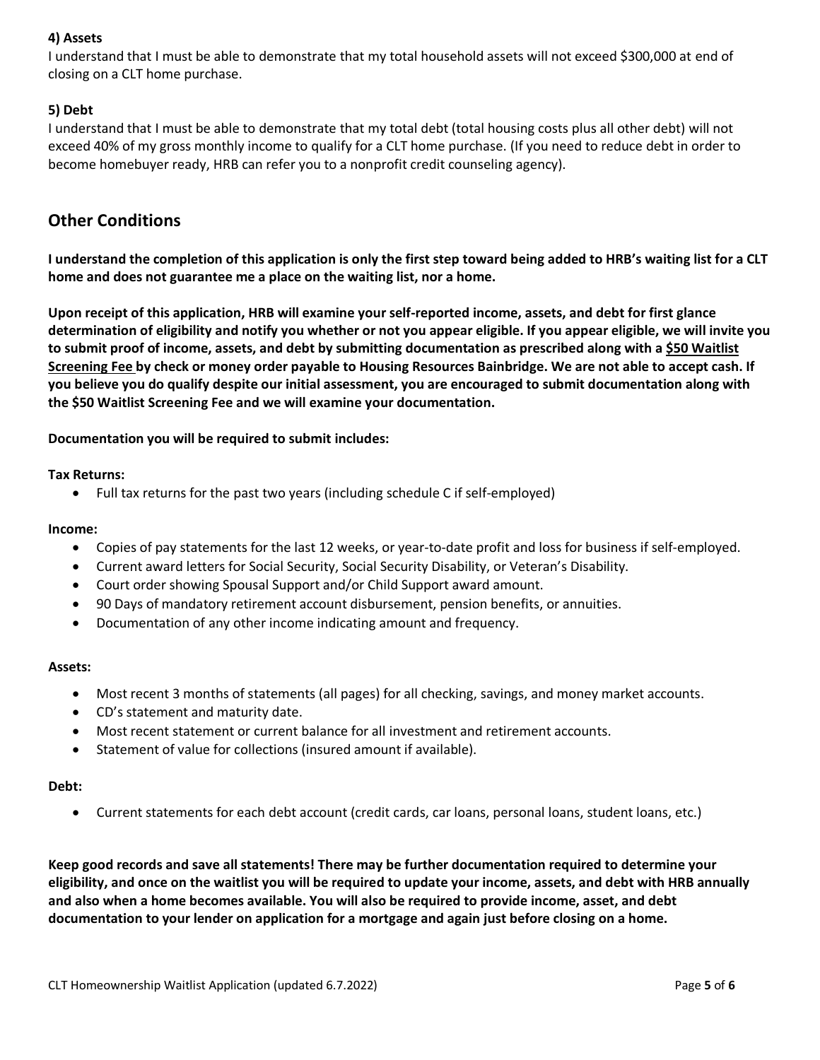**4) Assets**

I understand that I must be able to demonstrate that my total household assets will not exceed $300,000 at end of closing on a CLT home purchase.

**5) Debt**

I understand that I must be able to demonstrate that my total debt (total housing costs plus all other debt) will not exceed 40% of my gross monthly income to qualify for a CLT home purchase. (If you need to reduce debt in order to become homebuyer ready, HRB can refer you to a nonprofit credit counseling agency).

## Other Conditions

**I understand the completion of this application is only the first step toward being added to HRB's waiting list for a CLT home and does not guarantee me a place on the waiting list, nor a home.**

**Upon receipt of this application, HRB will examine your self-reported income, assets, and debt for first glance determination of eligibility and notify you whether or not you appear eligible. If you appear eligible, we will invite you to submit proof of income, assets, and debt by submitting documentation as prescribed along with a <u>$50 Waitlist Screening Fee</u> by check or money order payable to Housing Resources Bainbridge. We are not able to accept cash. If you believe you do qualify despite our initial assessment, you are encouraged to submit documentation along with the $50 Waitlist Screening Fee and we will examine your documentation.**

**Documentation you will be required to submit includes:**

**Tax Returns:**

- Full tax returns for the past two years (including schedule C if self-employed)

**Income:**

- Copies of pay statements for the last 12 weeks, or year-to-date profit and loss for business if self-employed.
- Current award letters for Social Security, Social Security Disability, or Veteran's Disability.
- Court order showing Spousal Support and/or Child Support award amount.
- 90 Days of mandatory retirement account disbursement, pension benefits, or annuities.
- Documentation of any other income indicating amount and frequency.

**Assets:**

- Most recent 3 months of statements (all pages) for all checking, savings, and money market accounts.
- CD's statement and maturity date.
- Most recent statement or current balance for all investment and retirement accounts.
- Statement of value for collections (insured amount if available).

**Debt:**

- Current statements for each debt account (credit cards, car loans, personal loans, student loans, etc.)

**Keep good records and save all statements! There may be further documentation required to determine your eligibility, and once on the waitlist you will be required to update your income, assets, and debt with HRB annually and also when a home becomes available. You will also be required to provide income, asset, and debt documentation to your lender on application for a mortgage and again just before closing on a home.**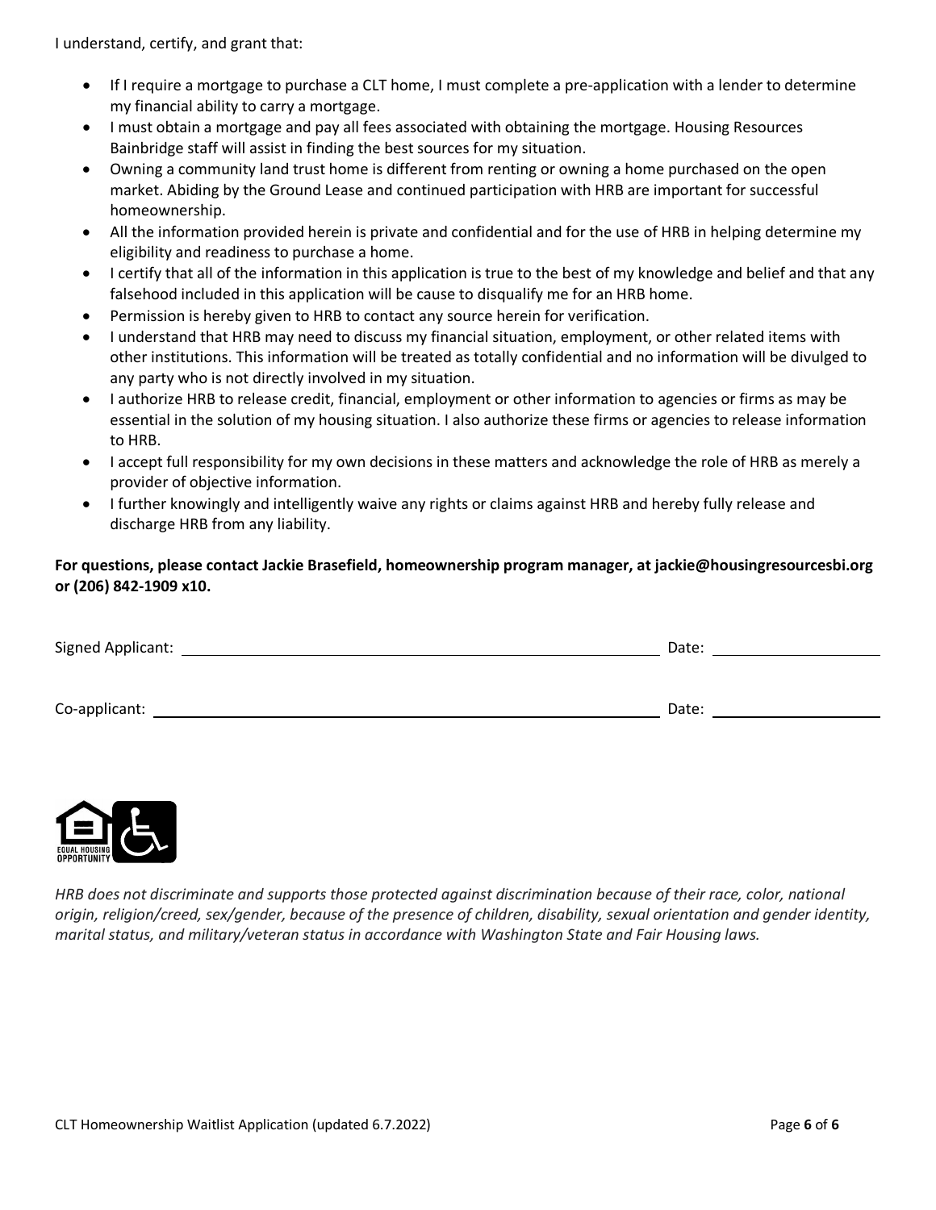I understand, certify, and grant that:

- If I require a mortgage to purchase a CLT home, I must complete a pre-application with a lender to determine my financial ability to carry a mortgage.
- I must obtain a mortgage and pay all fees associated with obtaining the mortgage. Housing Resources Bainbridge staff will assist in finding the best sources for my situation.
- Owning a community land trust home is different from renting or owning a home purchased on the open market. Abiding by the Ground Lease and continued participation with HRB are important for successful homeownership.
- All the information provided herein is private and confidential and for the use of HRB in helping determine my eligibility and readiness to purchase a home.
- I certify that all of the information in this application is true to the best of my knowledge and belief and that any falsehood included in this application will be cause to disqualify me for an HRB home.
- Permission is hereby given to HRB to contact any source herein for verification.
- I understand that HRB may need to discuss my financial situation, employment, or other related items with other institutions. This information will be treated as totally confidential and no information will be divulged to any party who is not directly involved in my situation.
- I authorize HRB to release credit, financial, employment or other information to agencies or firms as may be essential in the solution of my housing situation. I also authorize these firms or agencies to release information to HRB.
- I accept full responsibility for my own decisions in these matters and acknowledge the role of HRB as merely a provider of objective information.
- I further knowingly and intelligently waive any rights or claims against HRB and hereby fully release and discharge HRB from any liability.

**For questions, please contact Jackie Brasefield, homeownership program manager, at jackie@housingresourcesbi.org or (206) 842-1909 x10.**

Signed Applicant: ______________________________ Date: ______________

Co-applicant: ______________________________ Date: ______________

EQUAL HOUSING OPPORTUNITY

*HRB does not discriminate and supports those protected against discrimination because of their race, color, national origin, religion/creed, sex/gender, because of the presence of children, disability, sexual orientation and gender identity, marital status, and military/veteran status in accordance with Washington State and Fair Housing laws.*

CLT Homeownership Waitlist Application (updated 6.7.2022)